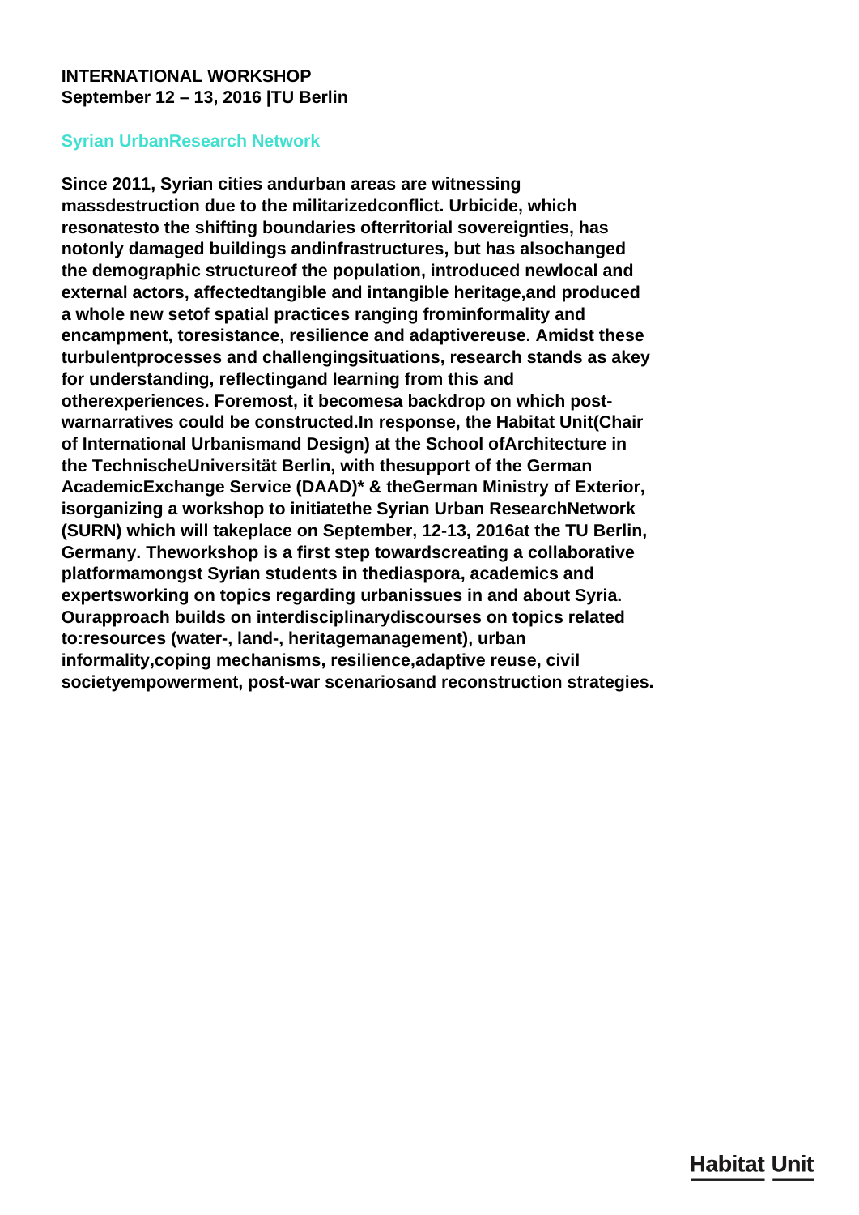**INTERNATIONAL WORKSHOP**
**September 12 – 13, 2016 |TU Berlin**

## Syrian UrbanResearch Network

**Since 2011, Syrian cities andurban areas are witnessing massdestruction due to the militarizedconflict. Urbicide, which resonatesto the shifting boundaries ofterritorial sovereignties, has notonly damaged buildings andinfrastructures, but has alsochanged the demographic structureof the population, introduced newlocal and external actors, affectedtangible and intangible heritage,and produced a whole new setof spatial practices ranging frominformality and encampment, toresistance, resilience and adaptivereuse. Amidst these turbulentprocesses and challengingsituations, research stands as akey for understanding, reflectingand learning from this and otherexperiences. Foremost, it becomesa backdrop on which post-warnarratives could be constructed.In response, the Habitat Unit(Chair of International Urbanismand Design) at the School ofArchitecture in the TechnischeUniversität Berlin, with thesupport of the German AcademicExchange Service (DAAD)* & theGerman Ministry of Exterior, isorganizing a workshop to initiatethe Syrian Urban ResearchNetwork (SURN) which will takeplace on September, 12-13, 2016at the TU Berlin, Germany. Theworkshop is a first step towardscreating a collaborative platformamongst Syrian students in thediaspora, academics and expertsworking on topics regarding urbanissues in and about Syria. Ourapproach builds on interdisciplinarydiscourses on topics related to:resources (water-, land-, heritagemanagement), urban informality,coping mechanisms, resilience,adaptive reuse, civil societyempowerment, post-war scenariosand reconstruction strategies.**

**Habitat Unit**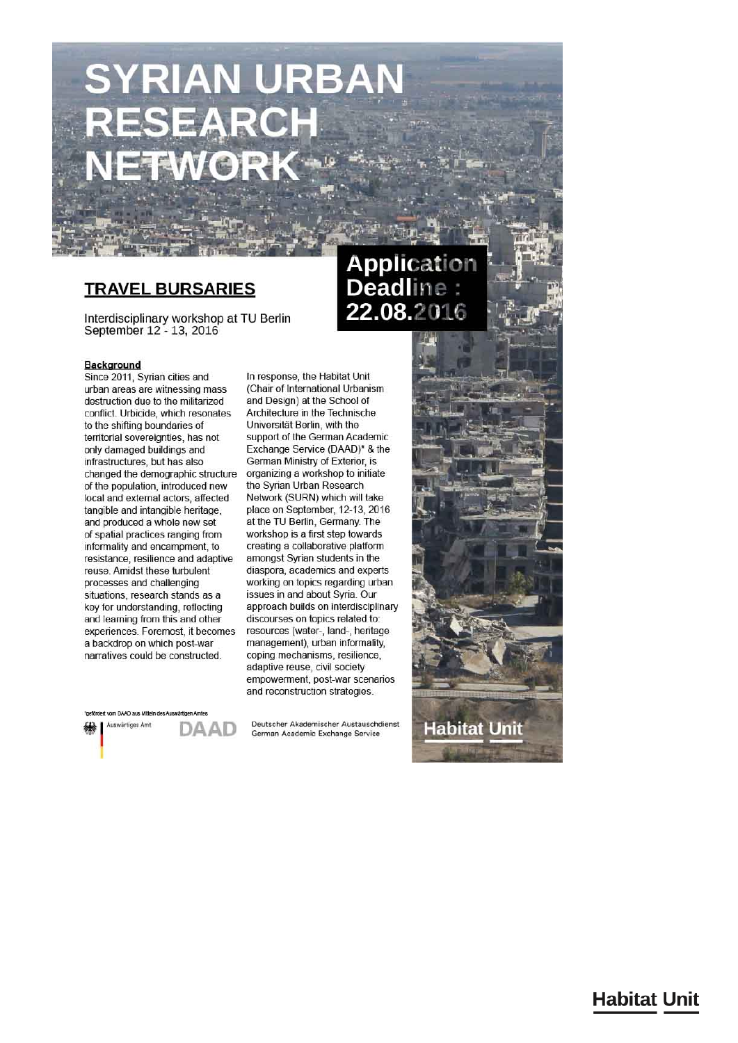# SYRIAN URBAN RESEARCH NETWORK

## TRAVEL BURSARIES

Interdisciplinary workshop at TU Berlin
September 12 - 13, 2016

**Application Deadline : 22.08.2016**

### Background

Since 2011, Syrian cities and urban areas are witnessing mass destruction due to the militarized conflict. Urbicide, which resonates to the shifting boundaries of territorial sovereignties, has not only damaged buildings and infrastructures, but has also changed the demographic structure of the population, introduced new local and external actors, affected tangible and intangible heritage, and produced a whole new set of spatial practices ranging from informality and encampment, to resistance, resilience and adaptive reuse. Amidst these turbulent processes and challenging situations, research stands as a key for understanding, reflecting and learning from this and other experiences. Foremost, it becomes a backdrop on which post-war narratives could be constructed.

In response, the Habitat Unit (Chair of International Urbanism and Design) at the School of Architecture in the Technische Universität Berlin, with the support of the German Academic Exchange Service (DAAD)* & the German Ministry of Exterior, is organizing a workshop to initiate the Syrian Urban Research Network (SURN) which will take place on September, 12-13, 2016 at the TU Berlin, Germany. The workshop is a first step towards creating a collaborative platform amongst Syrian students in the diaspora, academics and experts working on topics regarding urban issues in and about Syria. Our approach builds on interdisciplinary discourses on topics related to: resources (water-, land-, heritage management), urban informality, coping mechanisms, resilience, adaptive reuse, civil society empowerment, post-war scenarios and reconstruction strategies.

*gefördert vom DAAD aus Mitteln des Auswärtigen Amtes

Auswärtiges Amt

DAAD Deutscher Akademischer Austauschdienst German Academic Exchange Service

Habitat Unit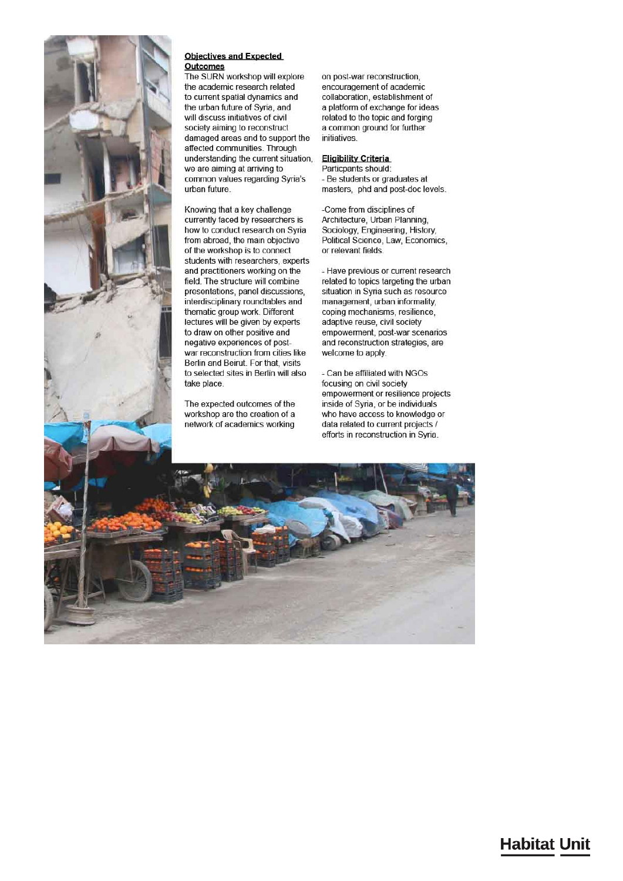## Objectives and Expected Outcomes

The SURN workshop will explore the academic research related to current spatial dynamics and the urban future of Syria, and will discuss initiatives of civil society aiming to reconstruct damaged areas and to support the affected communities. Through understanding the current situation, we are aiming at arriving to common values regarding Syria's urban future.

Knowing that a key challenge currently faced by researchers is how to conduct research on Syria from abroad, the main objective of the workshop is to connect students with researchers, experts and practitioners working on the field. The structure will combine presentations, panel discussions, interdisciplinary roundtables and thematic group work. Different lectures will be given by experts to draw on other positive and negative experiences of post-war reconstruction from cities like Berlin and Beirut. For that, visits to selected sites in Berlin will also take place.

The expected outcomes of the workshop are the creation of a network of academics working on post-war reconstruction, encouragement of academic collaboration, establishment of a platform of exchange for ideas related to the topic and forging a common ground for further initiatives.

## Eligibility Criteria

Particpants should:

- Be students or graduates at masters, phd and post-doc levels.

- Come from disciplines of Architecture, Urban Planning, Sociology, Engineering, History, Political Science, Law, Economics, or relevant fields.

- Have previous or current research related to topics targeting the urban situation in Syria such as resource management, urban informality, coping mechanisms, resilience, adaptive reuse, civil society empowerment, post-war scenarios and reconstruction strategies, are welcome to apply.

- Can be affiliated with NGOs focusing on civil society empowerment or resilience projects inside of Syria, or be individuals who have access to knowledge or data related to current projects / efforts in reconstruction in Syria.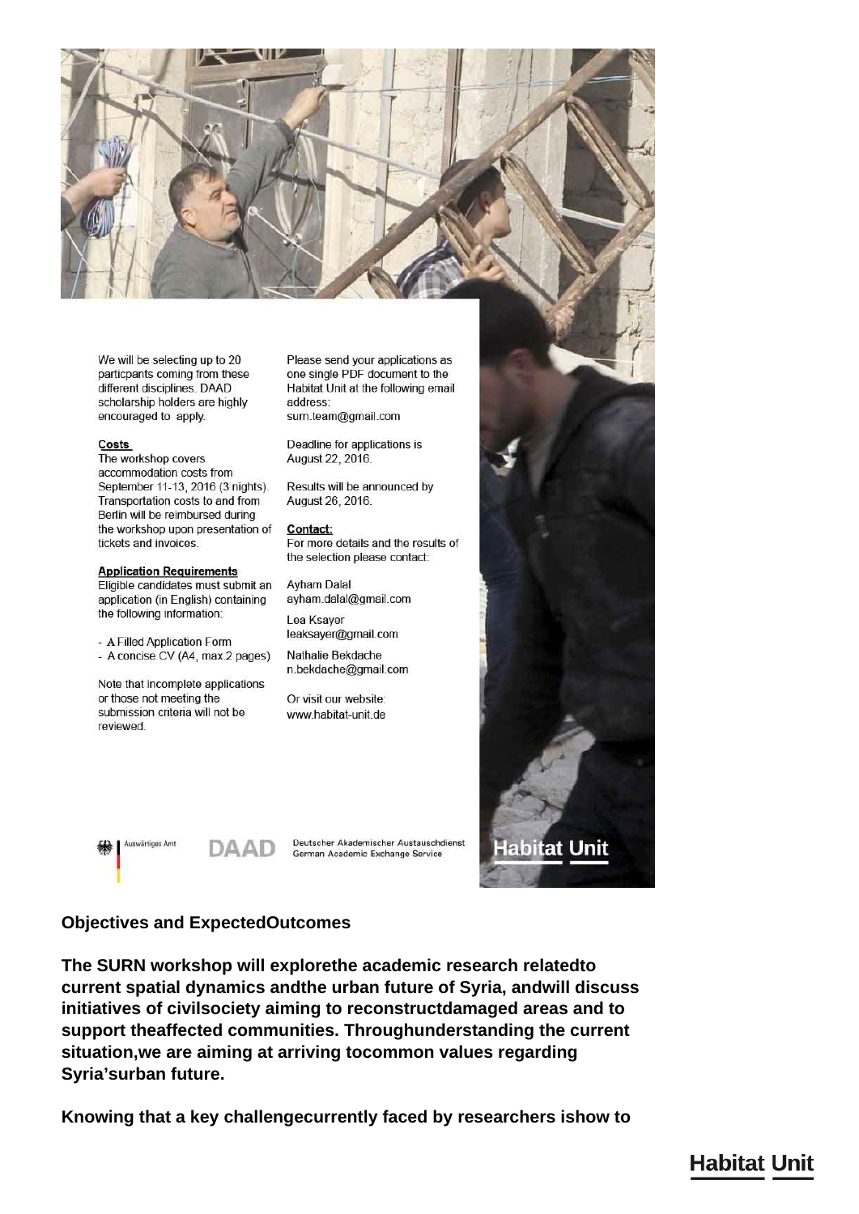We will be selecting up to 20 particpants coming from these different disciplines. DAAD scholarship holders are highly encouraged to apply.

**Costs**

The workshop covers accommodation costs from September 11-13, 2016 (3 nights). Transportation costs to and from Berlin will be reimbursed during the workshop upon presentation of tickets and invoices.

**Application Requirements**

Eligible candidates must submit an application (in English) containing the following information:

- A Filled Application Form
- A concise CV (A4, max.2 pages)

Note that incomplete applications or those not meeting the submission criteria will not be reviewed.

Please send your applications as one single PDF document to the Habitat Unit at the following email address:
surn.team@gmail.com

Deadline for applications is August 22, 2016.

Results will be announced by August 26, 2016.

**Contact:**

For more details and the results of the selection please contact:

Ayham Dalal
ayham.dalal@gmail.com

Lea Ksayer
leaksayer@gmail.com

Nathalie Bekdache
n.bekdache@gmail.com

Or visit our website:
www.habitat-unit.de

Auswärtiges Amt DAAD Deutscher Akademischer Austauschdienst German Academic Exchange Service Habitat Unit

**Objectives and ExpectedOutcomes**

**The SURN workshop will explorethe academic research relatedto current spatial dynamics andthe urban future of Syria, andwill discuss initiatives of civilsociety aiming to reconstructdamaged areas and to support theaffected communities. Throughunderstanding the current situation,we are aiming at arriving tocommon values regarding Syria'surban future.**

**Knowing that a key challengecurrently faced by researchers ishow to**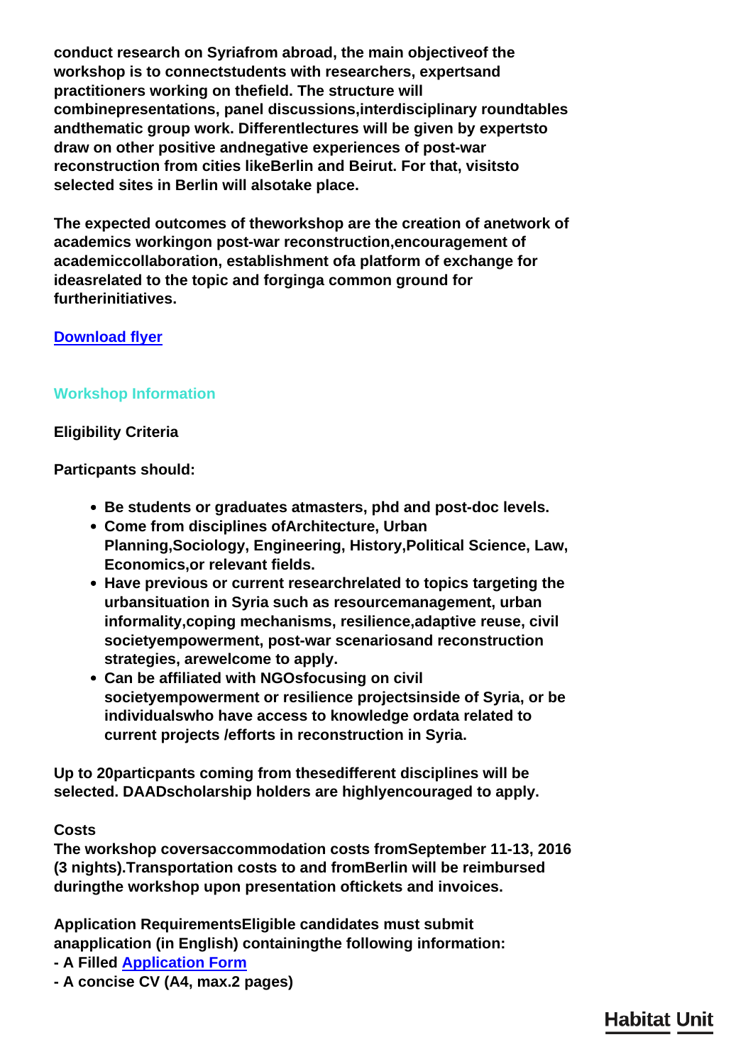**conduct research on Syriafrom abroad, the main objectiveof the workshop is to connectstudents with researchers, expertsand practitioners working on thefield. The structure will combinepresentations, panel discussions,interdisciplinary roundtables andthematic group work. Differentlectures will be given by expertsto draw on other positive andnegative experiences of post-war reconstruction from cities likeBerlin and Beirut. For that, visitsto selected sites in Berlin will alsotake place.**

**The expected outcomes of theworkshop are the creation of anetwork of academics workingon post-war reconstruction,encouragement of academiccollaboration, establishment ofa platform of exchange for ideasrelated to the topic and forginga common ground for furtherinitiatives.**

**[Download flyer]**

## Workshop Information

**Eligibility Criteria**

**Particpants should:**

- **Be students or graduates atmasters, phd and post-doc levels.**
- **Come from disciplines ofArchitecture, Urban Planning,Sociology, Engineering, History,Political Science, Law, Economics,or relevant fields.**
- **Have previous or current researchrelated to topics targeting the urbansituation in Syria such as resourcemanagement, urban informality,coping mechanisms, resilience,adaptive reuse, civil societyempowerment, post-war scenariosand reconstruction strategies, arewelcome to apply.**
- **Can be affiliated with NGOsfocusing on civil societyempowerment or resilience projectsinside of Syria, or be individualswho have access to knowledge ordata related to current projects /efforts in reconstruction in Syria.**

**Up to 20particpants coming from thesedifferent disciplines will be selected. DAADscholarship holders are highlyencouraged to apply.**

**Costs**
**The workshop coversaccommodation costs fromSeptember 11-13, 2016 (3 nights).Transportation costs to and fromBerlin will be reimbursed duringthe workshop upon presentation oftickets and invoices.**

**Application RequirementsEligible candidates must submit anapplication (in English) containingthe following information:**
**- A Filled [Application Form]**
**- A concise CV (A4, max.2 pages)**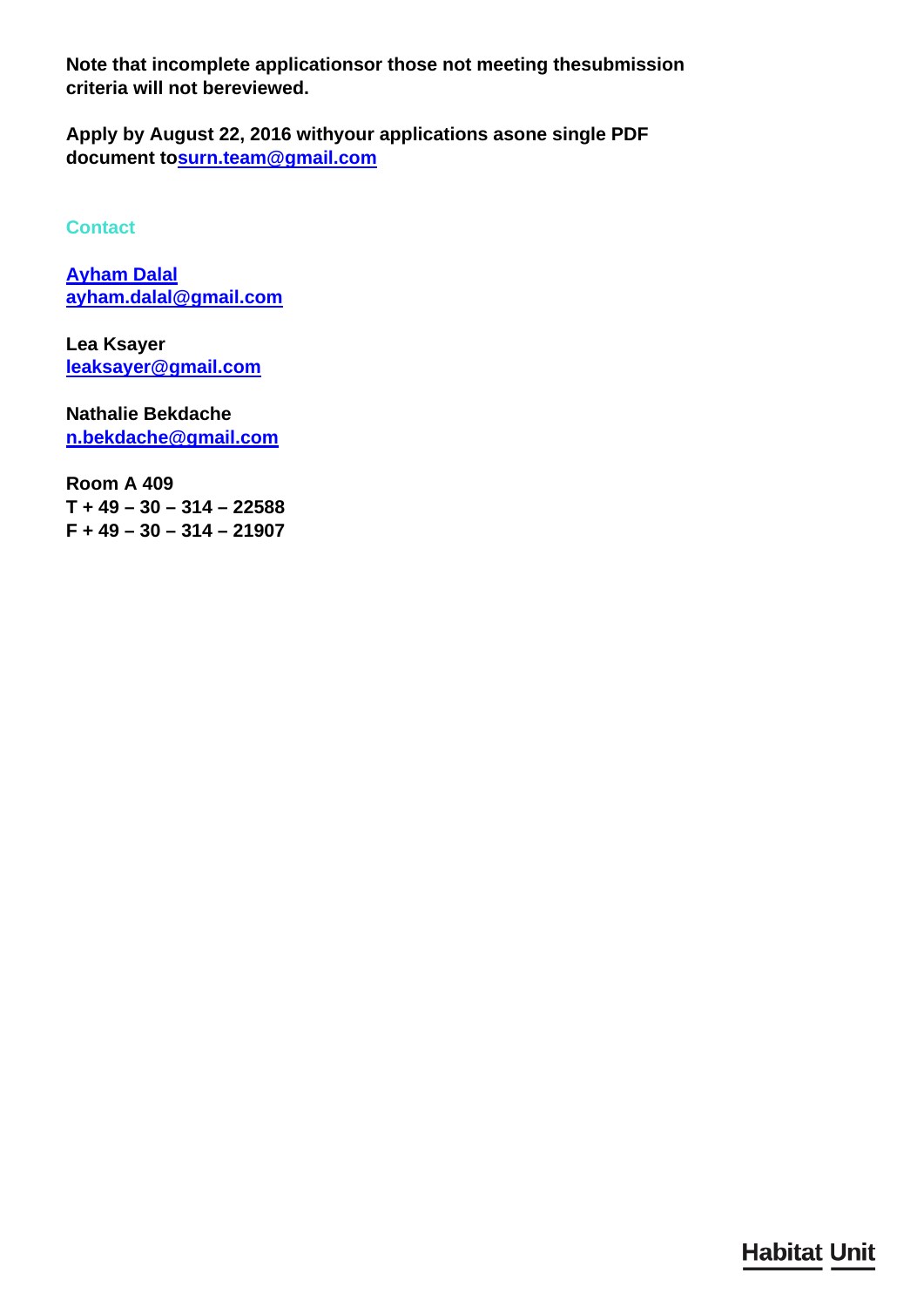**Note that incomplete applicationsor those not meeting thesubmission criteria will not bereviewed.**

**Apply by August 22, 2016 withyour applications asone single PDF document tosurn.team@gmail.com**

## Contact

**Ayham Dalal**
**ayham.dalal@gmail.com**

**Lea Ksayer**
**leaksayer@gmail.com**

**Nathalie Bekdache**
**n.bekdache@gmail.com**

**Room A 409**
**T + 49 – 30 – 314 – 22588**
**F + 49 – 30 – 314 – 21907**

**Habitat Unit**